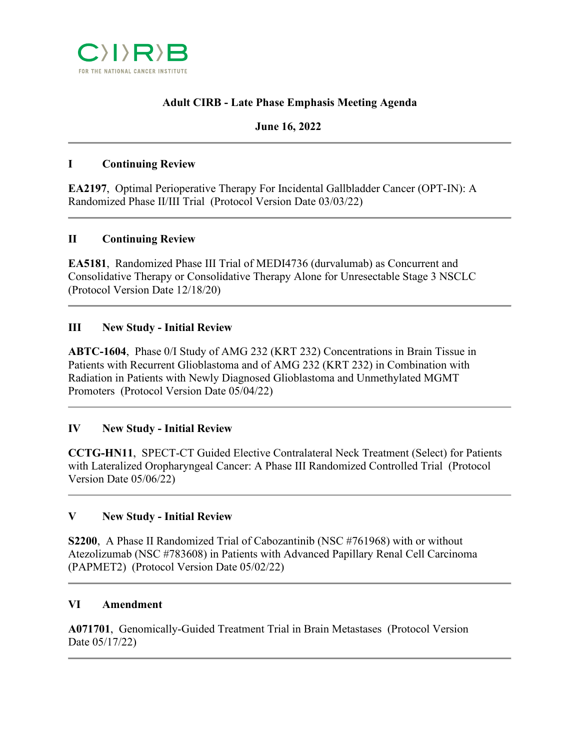C〉I〉R〉B

FOR THE NATIONAL CANCER INSTITUTE

# Adult CIRB - Late Phase Emphasis Meeting Agenda

**June 16, 2022**

---

## I Continuing Review

**EA2197**, Optimal Perioperative Therapy For Incidental Gallbladder Cancer (OPT-IN): A Randomized Phase II/III Trial (Protocol Version Date 03/03/22)

---

## II Continuing Review

**EA5181**, Randomized Phase III Trial of MEDI4736 (durvalumab) as Concurrent and Consolidative Therapy or Consolidative Therapy Alone for Unresectable Stage 3 NSCLC (Protocol Version Date 12/18/20)

---

## III New Study - Initial Review

**ABTC-1604**, Phase 0/I Study of AMG 232 (KRT 232) Concentrations in Brain Tissue in Patients with Recurrent Glioblastoma and of AMG 232 (KRT 232) in Combination with Radiation in Patients with Newly Diagnosed Glioblastoma and Unmethylated MGMT Promoters (Protocol Version Date 05/04/22)

---

## IV New Study - Initial Review

**CCTG-HN11**, SPECT-CT Guided Elective Contralateral Neck Treatment (Select) for Patients with Lateralized Oropharyngeal Cancer: A Phase III Randomized Controlled Trial (Protocol Version Date 05/06/22)

---

## V New Study - Initial Review

**S2200**, A Phase II Randomized Trial of Cabozantinib (NSC #761968) with or without Atezolizumab (NSC #783608) in Patients with Advanced Papillary Renal Cell Carcinoma (PAPMET2) (Protocol Version Date 05/02/22)

---

## VI Amendment

**A071701**, Genomically-Guided Treatment Trial in Brain Metastases (Protocol Version Date 05/17/22)

---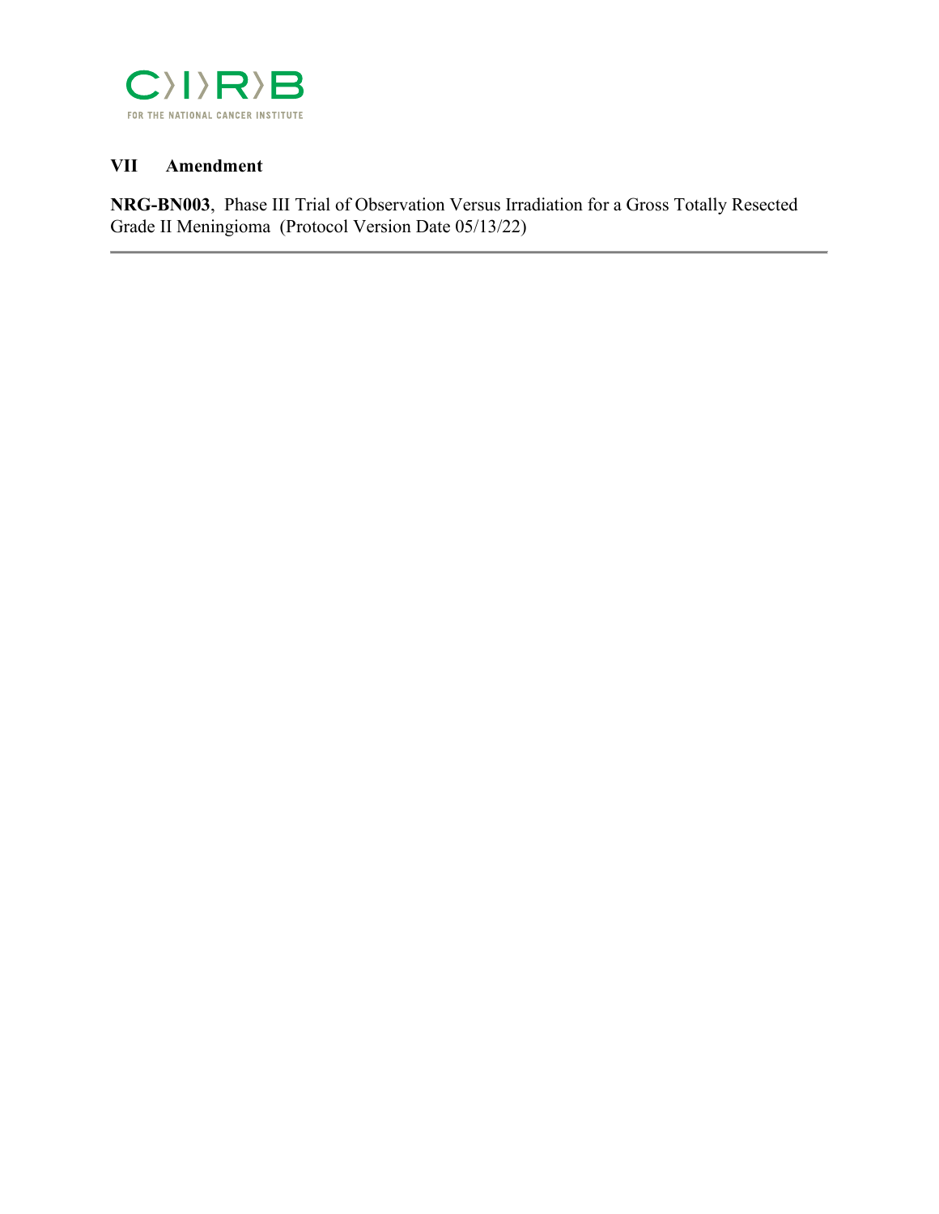## VII Amendment

**NRG-BN003**, Phase III Trial of Observation Versus Irradiation for a Gross Totally Resected Grade II Meningioma (Protocol Version Date 05/13/22)

---